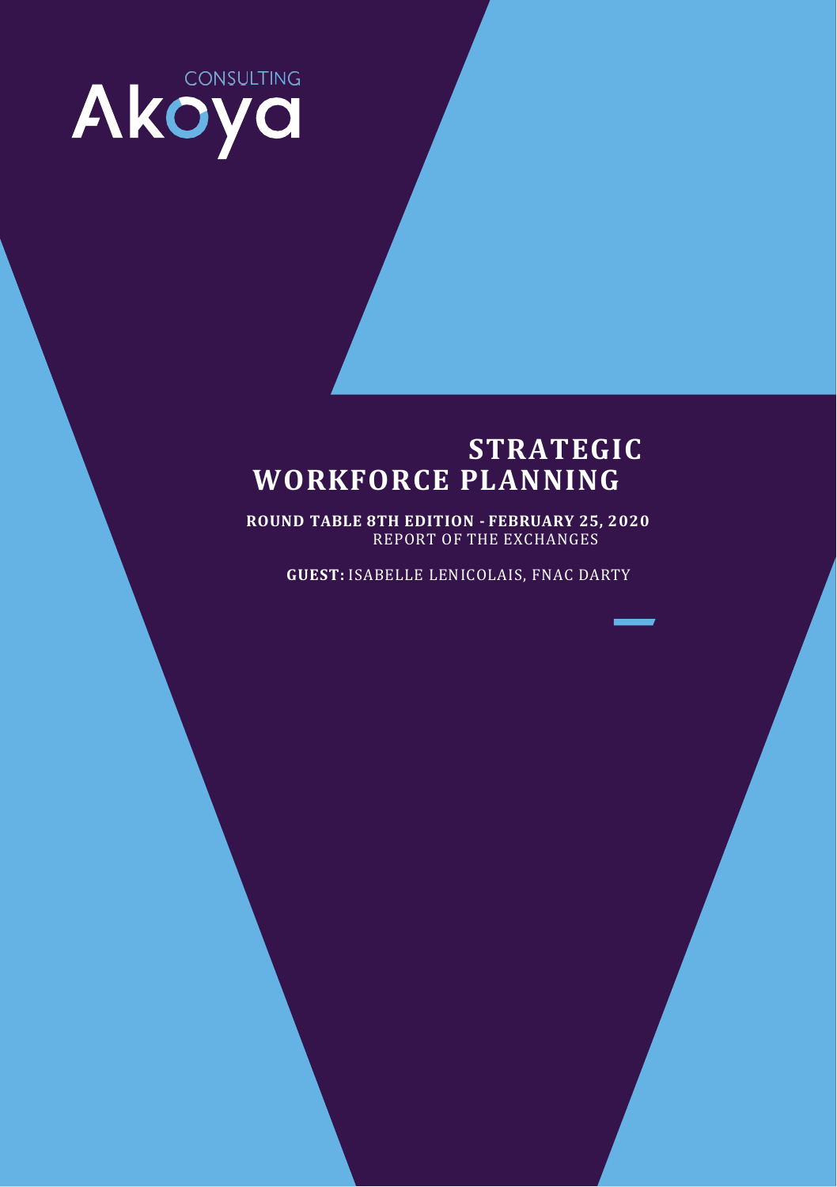CONSULTING
Akoya

# STRATEGIC WORKFORCE PLANNING

**ROUND TABLE 8TH EDITION - FEBRUARY 25, 2020**
REPORT OF THE EXCHANGES

**GUEST:** ISABELLE LENICOLAIS, FNAC DARTY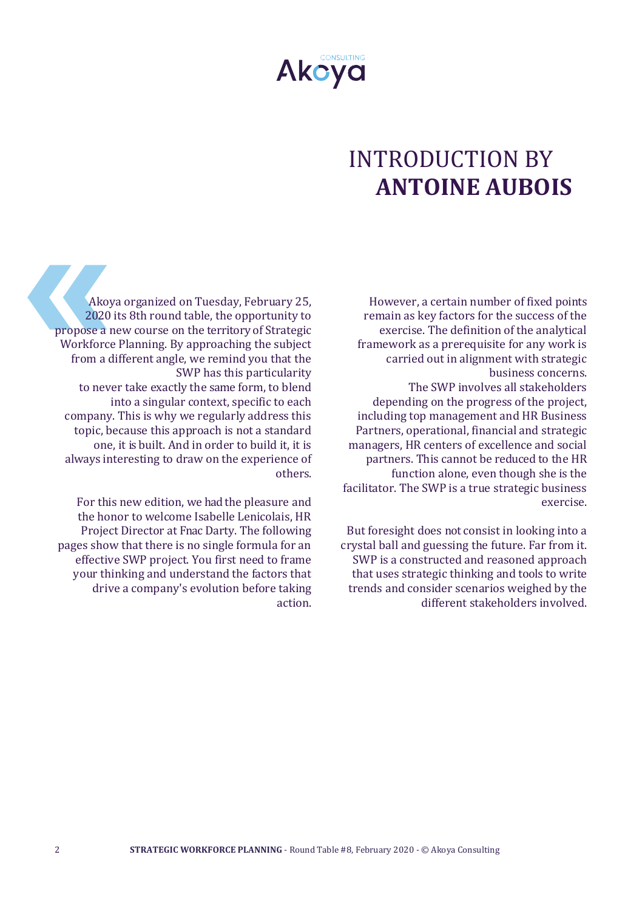# INTRODUCTION BY **ANTOINE AUBOIS**

Akoya organized on Tuesday, February 25, 2020 its 8th round table, the opportunity to propose a new course on the territory of Strategic Workforce Planning. By approaching the subject from a different angle, we remind you that the SWP has this particularity to never take exactly the same form, to blend into a singular context, specific to each company. This is why we regularly address this topic, because this approach is not a standard one, it is built. And in order to build it, it is always interesting to draw on the experience of others.

For this new edition, we had the pleasure and the honor to welcome Isabelle Lenicolais, HR Project Director at Fnac Darty. The following pages show that there is no single formula for an effective SWP project. You first need to frame your thinking and understand the factors that drive a company's evolution before taking action.

However, a certain number of fixed points remain as key factors for the success of the exercise. The definition of the analytical framework as a prerequisite for any work is carried out in alignment with strategic business concerns.

The SWP involves all stakeholders depending on the progress of the project, including top management and HR Business Partners, operational, financial and strategic managers, HR centers of excellence and social partners. This cannot be reduced to the HR function alone, even though she is the facilitator. The SWP is a true strategic business exercise.

But foresight does not consist in looking into a crystal ball and guessing the future. Far from it. SWP is a constructed and reasoned approach that uses strategic thinking and tools to write trends and consider scenarios weighed by the different stakeholders involved.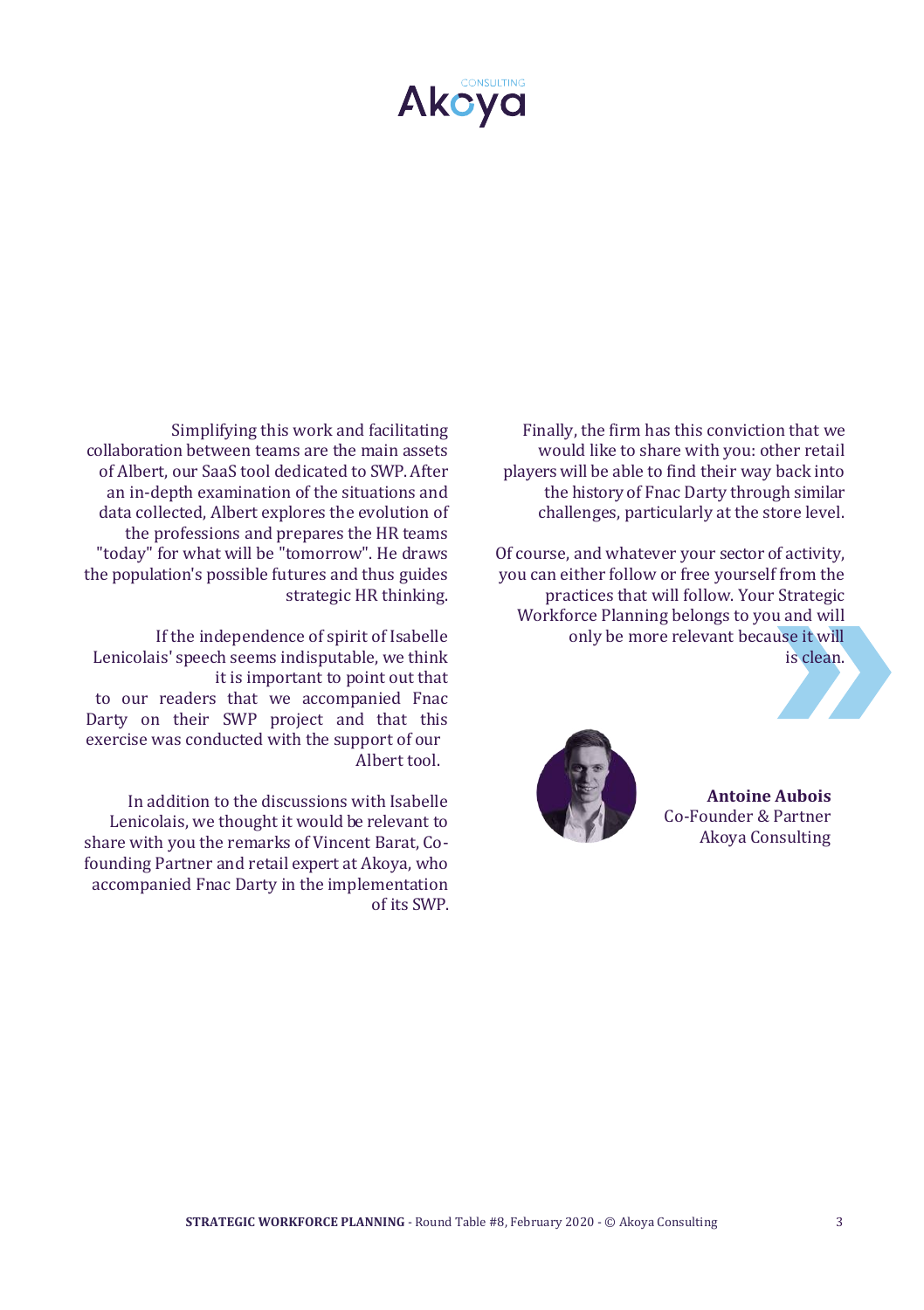Simplifying this work and facilitating collaboration between teams are the main assets of Albert, our SaaS tool dedicated to SWP. After an in-depth examination of the situations and data collected, Albert explores the evolution of the professions and prepares the HR teams "today" for what will be "tomorrow". He draws the population's possible futures and thus guides strategic HR thinking.

If the independence of spirit of Isabelle Lenicolais' speech seems indisputable, we think it is important to point out that to our readers that we accompanied Fnac Darty on their SWP project and that this exercise was conducted with the support of our Albert tool.

In addition to the discussions with Isabelle Lenicolais, we thought it would be relevant to share with you the remarks of Vincent Barat, Co-founding Partner and retail expert at Akoya, who accompanied Fnac Darty in the implementation of its SWP.

Finally, the firm has this conviction that we would like to share with you: other retail players will be able to find their way back into the history of Fnac Darty through similar challenges, particularly at the store level.

Of course, and whatever your sector of activity, you can either follow or free yourself from the practices that will follow. Your Strategic Workforce Planning belongs to you and will only be more relevant because it will is clean.

**Antoine Aubois**
Co-Founder & Partner
Akoya Consulting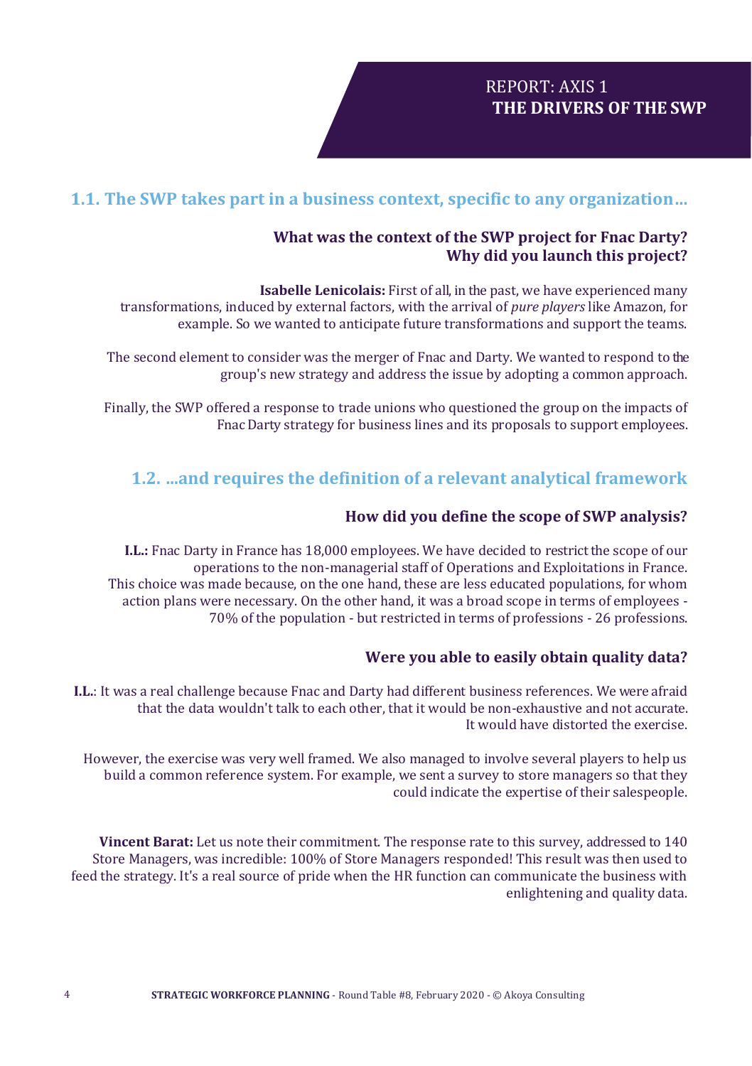# REPORT: AXIS 1
# THE DRIVERS OF THE SWP

## 1.1. The SWP takes part in a business context, specific to any organization…

### What was the context of the SWP project for Fnac Darty? Why did you launch this project?

**Isabelle Lenicolais:** First of all, in the past, we have experienced many transformations, induced by external factors, with the arrival of *pure players* like Amazon, for example. So we wanted to anticipate future transformations and support the teams.

The second element to consider was the merger of Fnac and Darty. We wanted to respond to the group's new strategy and address the issue by adopting a common approach.

Finally, the SWP offered a response to trade unions who questioned the group on the impacts of Fnac Darty strategy for business lines and its proposals to support employees.

## 1.2. ...and requires the definition of a relevant analytical framework

### How did you define the scope of SWP analysis?

**I.L.:** Fnac Darty in France has 18,000 employees. We have decided to restrict the scope of our operations to the non-managerial staff of Operations and Exploitations in France. This choice was made because, on the one hand, these are less educated populations, for whom action plans were necessary. On the other hand, it was a broad scope in terms of employees - 70% of the population - but restricted in terms of professions - 26 professions.

### Were you able to easily obtain quality data?

**I.L.**: It was a real challenge because Fnac and Darty had different business references. We were afraid that the data wouldn't talk to each other, that it would be non-exhaustive and not accurate. It would have distorted the exercise.

However, the exercise was very well framed. We also managed to involve several players to help us build a common reference system. For example, we sent a survey to store managers so that they could indicate the expertise of their salespeople.

**Vincent Barat:** Let us note their commitment. The response rate to this survey, addressed to 140 Store Managers, was incredible: 100% of Store Managers responded! This result was then used to feed the strategy. It's a real source of pride when the HR function can communicate the business with enlightening and quality data.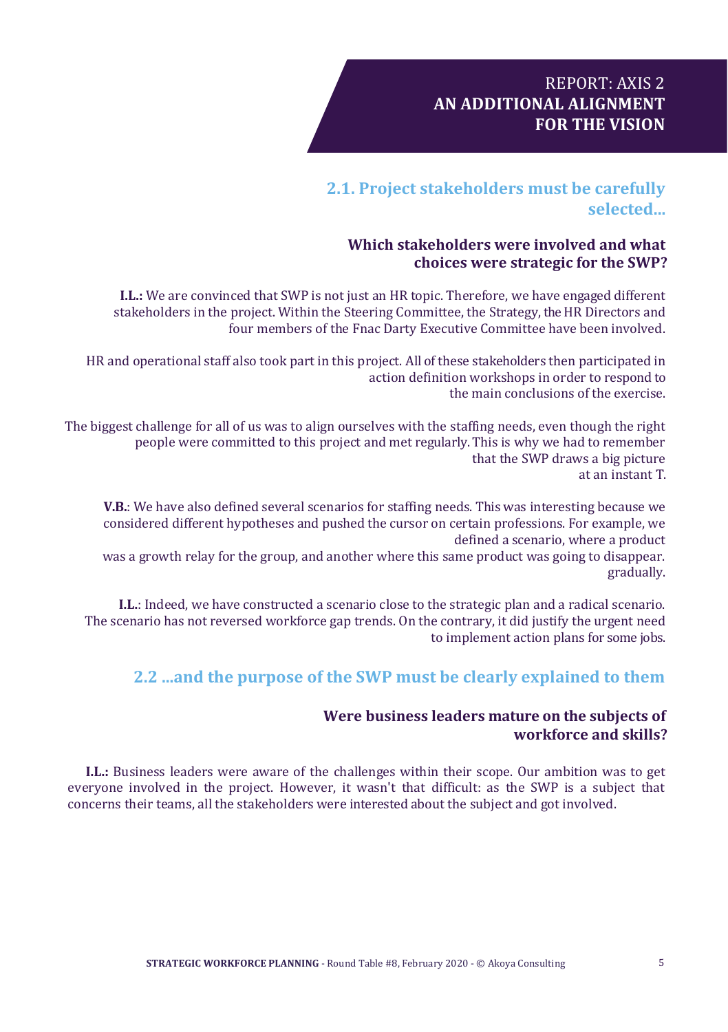# REPORT: AXIS 2
# AN ADDITIONAL ALIGNMENT FOR THE VISION

## 2.1. Project stakeholders must be carefully selected...

### Which stakeholders were involved and what choices were strategic for the SWP?

**I.L.:** We are convinced that SWP is not just an HR topic. Therefore, we have engaged different stakeholders in the project. Within the Steering Committee, the Strategy, the HR Directors and four members of the Fnac Darty Executive Committee have been involved.

HR and operational staff also took part in this project. All of these stakeholders then participated in action definition workshops in order to respond to the main conclusions of the exercise.

The biggest challenge for all of us was to align ourselves with the staffing needs, even though the right people were committed to this project and met regularly. This is why we had to remember that the SWP draws a big picture at an instant T.

**V.B.**: We have also defined several scenarios for staffing needs. This was interesting because we considered different hypotheses and pushed the cursor on certain professions. For example, we defined a scenario, where a product was a growth relay for the group, and another where this same product was going to disappear. gradually.

**I.L.**: Indeed, we have constructed a scenario close to the strategic plan and a radical scenario. The scenario has not reversed workforce gap trends. On the contrary, it did justify the urgent need to implement action plans for some jobs.

## 2.2 ...and the purpose of the SWP must be clearly explained to them

### Were business leaders mature on the subjects of workforce and skills?

**I.L.:** Business leaders were aware of the challenges within their scope. Our ambition was to get everyone involved in the project. However, it wasn't that difficult: as the SWP is a subject that concerns their teams, all the stakeholders were interested about the subject and got involved.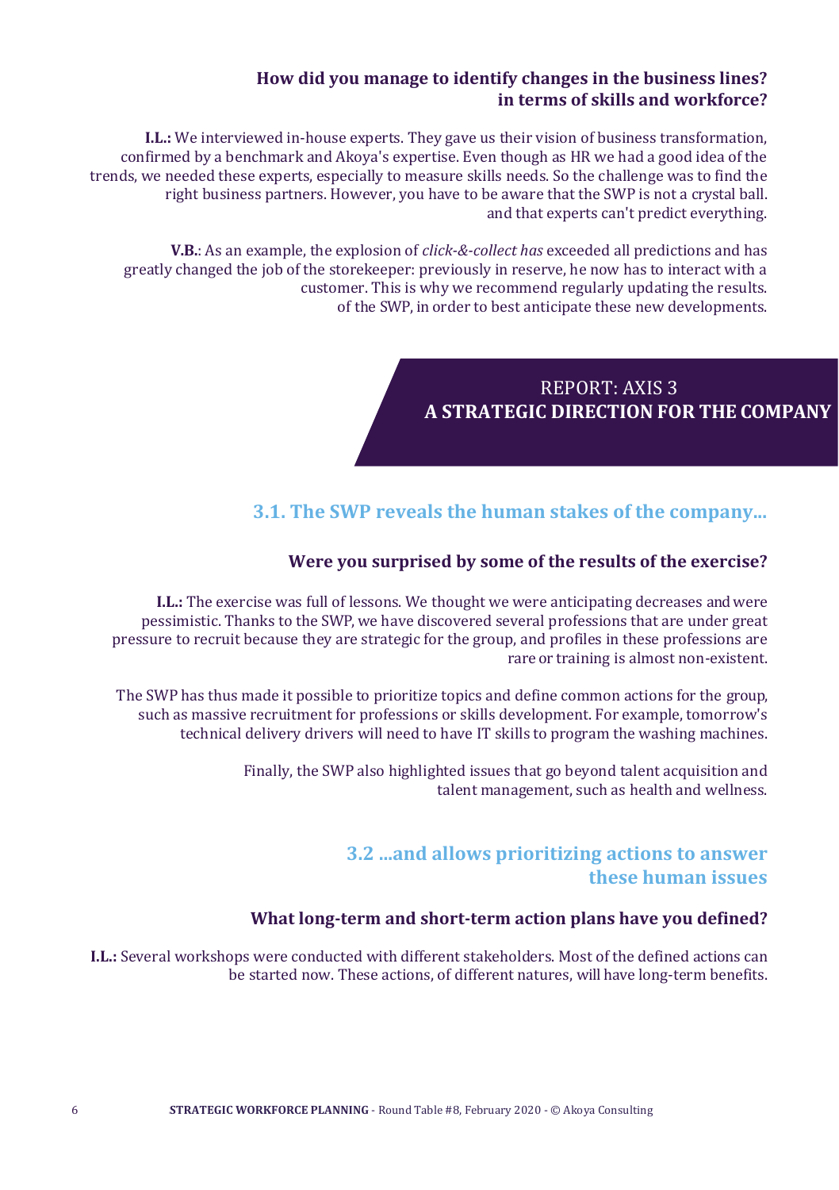**How did you manage to identify changes in the business lines? in terms of skills and workforce?**

**I.L.:** We interviewed in-house experts. They gave us their vision of business transformation, confirmed by a benchmark and Akoya's expertise. Even though as HR we had a good idea of the trends, we needed these experts, especially to measure skills needs. So the challenge was to find the right business partners. However, you have to be aware that the SWP is not a crystal ball. and that experts can't predict everything.

**V.B.**: As an example, the explosion of *click-&-collect has* exceeded all predictions and has greatly changed the job of the storekeeper: previously in reserve, he now has to interact with a customer. This is why we recommend regularly updating the results. of the SWP, in order to best anticipate these new developments.

# REPORT: AXIS 3 **A STRATEGIC DIRECTION FOR THE COMPANY**

## 3.1. The SWP reveals the human stakes of the company...

**Were you surprised by some of the results of the exercise?**

**I.L.:** The exercise was full of lessons. We thought we were anticipating decreases and were pessimistic. Thanks to the SWP, we have discovered several professions that are under great pressure to recruit because they are strategic for the group, and profiles in these professions are rare or training is almost non-existent.

The SWP has thus made it possible to prioritize topics and define common actions for the group, such as massive recruitment for professions or skills development. For example, tomorrow's technical delivery drivers will need to have IT skills to program the washing machines.

Finally, the SWP also highlighted issues that go beyond talent acquisition and talent management, such as health and wellness.

## 3.2 ...and allows prioritizing actions to answer these human issues

**What long-term and short-term action plans have you defined?**

**I.L.:** Several workshops were conducted with different stakeholders. Most of the defined actions can be started now. These actions, of different natures, will have long-term benefits.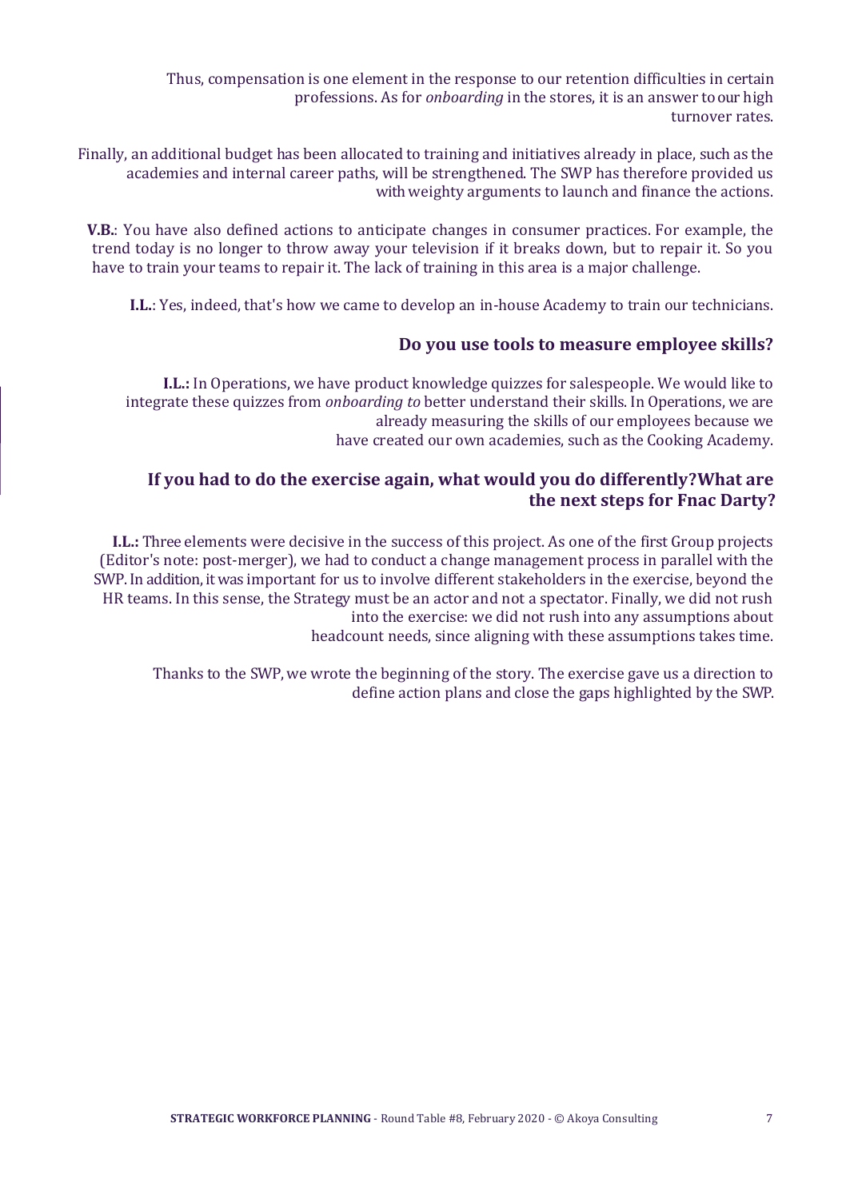Thus, compensation is one element in the response to our retention difficulties in certain professions. As for *onboarding* in the stores, it is an answer to our high turnover rates.

Finally, an additional budget has been allocated to training and initiatives already in place, such as the academies and internal career paths, will be strengthened. The SWP has therefore provided us with weighty arguments to launch and finance the actions.

**V.B.**: You have also defined actions to anticipate changes in consumer practices. For example, the trend today is no longer to throw away your television if it breaks down, but to repair it. So you have to train your teams to repair it. The lack of training in this area is a major challenge.

**I.L.**: Yes, indeed, that's how we came to develop an in-house Academy to train our technicians.

### Do you use tools to measure employee skills?

**I.L.:** In Operations, we have product knowledge quizzes for salespeople. We would like to integrate these quizzes from *onboarding to* better understand their skills. In Operations, we are already measuring the skills of our employees because we have created our own academies, such as the Cooking Academy.

### If you had to do the exercise again, what would you do differently?What are the next steps for Fnac Darty?

**I.L.:** Three elements were decisive in the success of this project. As one of the first Group projects (Editor's note: post-merger), we had to conduct a change management process in parallel with the SWP. In addition, it was important for us to involve different stakeholders in the exercise, beyond the HR teams. In this sense, the Strategy must be an actor and not a spectator. Finally, we did not rush into the exercise: we did not rush into any assumptions about headcount needs, since aligning with these assumptions takes time.

Thanks to the SWP, we wrote the beginning of the story. The exercise gave us a direction to define action plans and close the gaps highlighted by the SWP.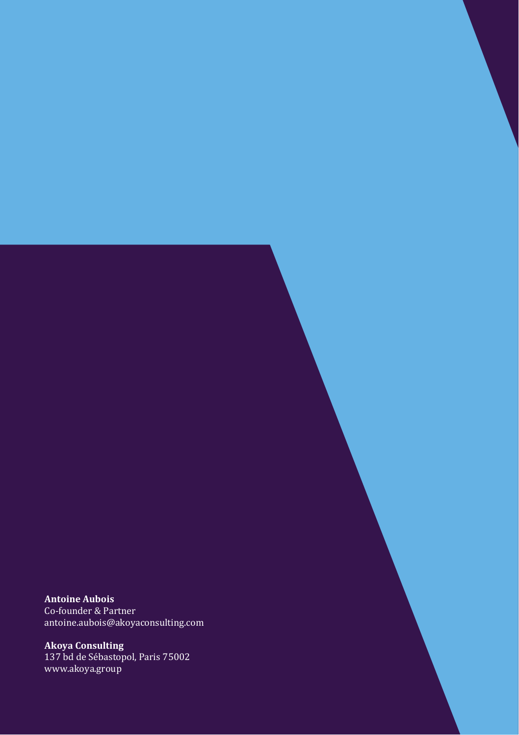**Antoine Aubois**
Co-founder & Partner
antoine.aubois@akoyaconsulting.com

**Akoya Consulting**
137 bd de Sébastopol, Paris 75002
www.akoya.group